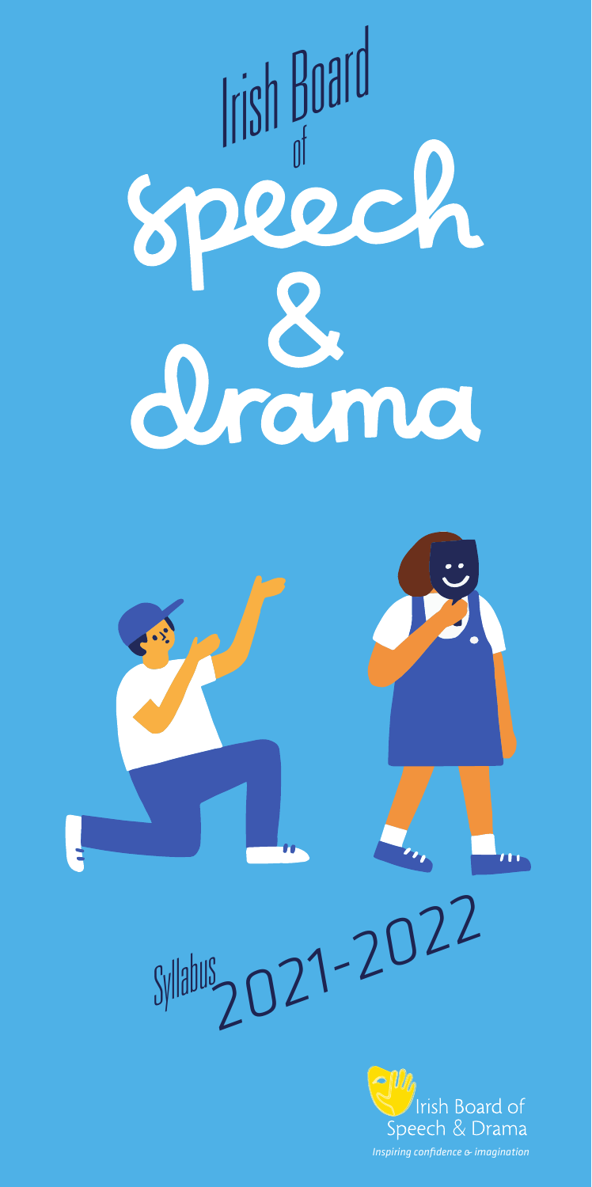# Irish Board of Speech & Drama

Syllabus 2021-2022

Irish Board of Speech & Drama

*Inspiring confidence & imagination*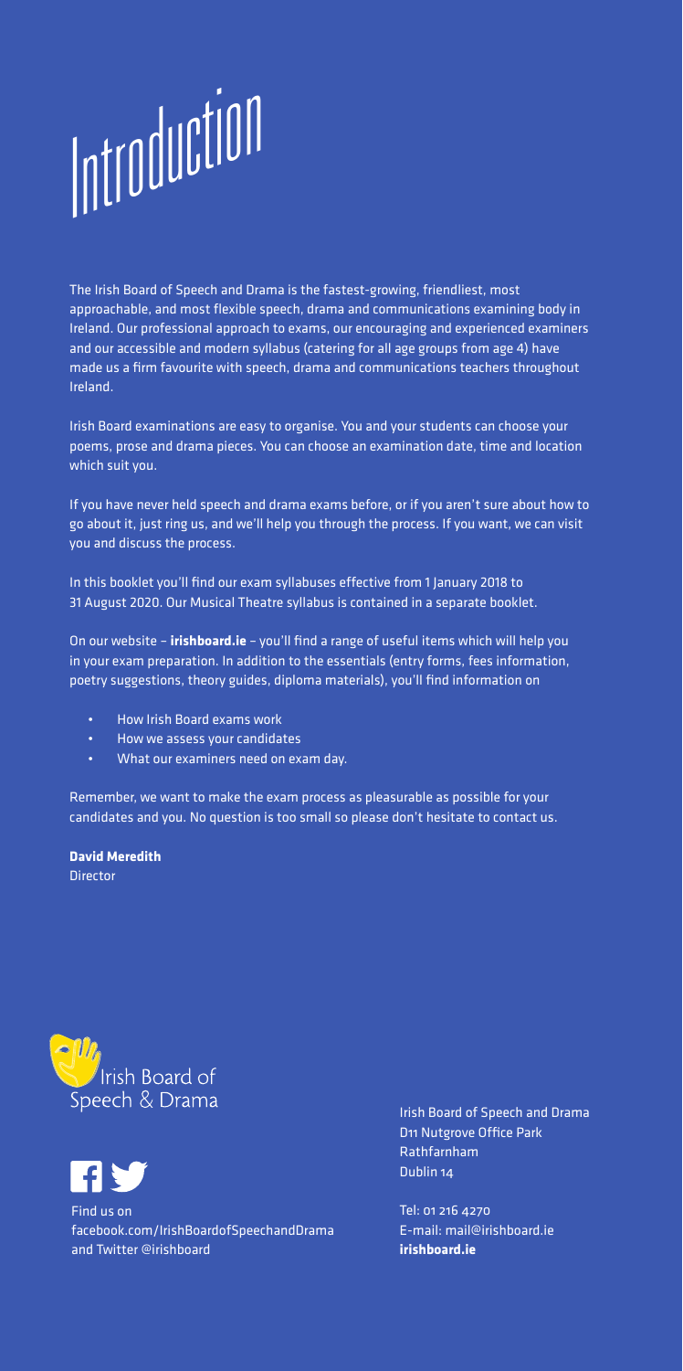# Introduction

The Irish Board of Speech and Drama is the fastest-growing, friendliest, most approachable, and most flexible speech, drama and communications examining body in Ireland. Our professional approach to exams, our encouraging and experienced examiners and our accessible and modern syllabus (catering for all age groups from age 4) have made us a firm favourite with speech, drama and communications teachers throughout Ireland.

Irish Board examinations are easy to organise. You and your students can choose your poems, prose and drama pieces. You can choose an examination date, time and location which suit you.

If you have never held speech and drama exams before, or if you aren't sure about how to go about it, just ring us, and we'll help you through the process. If you want, we can visit you and discuss the process.

In this booklet you'll find our exam syllabuses effective from 1 January 2018 to 31 August 2020. Our Musical Theatre syllabus is contained in a separate booklet.

On our website – **irishboard.ie** – you'll find a range of useful items which will help you in your exam preparation. In addition to the essentials (entry forms, fees information, poetry suggestions, theory guides, diploma materials), you'll find information on

- How Irish Board exams work
- How we assess your candidates
- What our examiners need on exam day.

Remember, we want to make the exam process as pleasurable as possible for your candidates and you. No question is too small so please don't hesitate to contact us.

**David Meredith**
Director

Irish Board of Speech & Drama

Find us on
facebook.com/IrishBoardofSpeechandDrama
and Twitter @irishboard

Irish Board of Speech and Drama
D11 Nutgrove Office Park
Rathfarnham
Dublin 14

Tel: 01 216 4270
E-mail: mail@irishboard.ie
**irishboard.ie**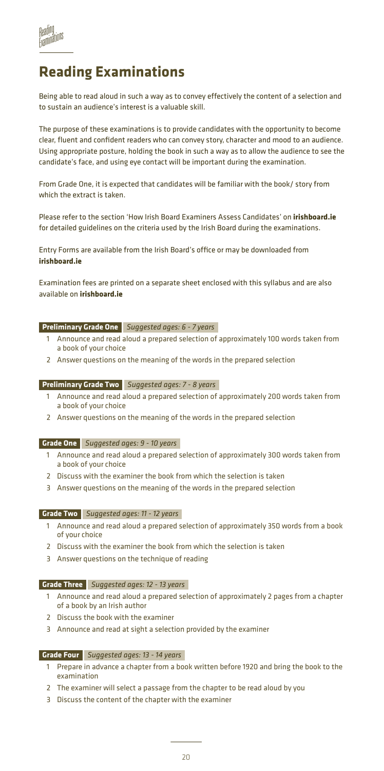# Reading Examinations

Being able to read aloud in such a way as to convey effectively the content of a selection and to sustain an audience's interest is a valuable skill.

The purpose of these examinations is to provide candidates with the opportunity to become clear, fluent and confident readers who can convey story, character and mood to an audience. Using appropriate posture, holding the book in such a way as to allow the audience to see the candidate's face, and using eye contact will be important during the examination.

From Grade One, it is expected that candidates will be familiar with the book/ story from which the extract is taken.

Please refer to the section 'How Irish Board Examiners Assess Candidates' on **irishboard.ie** for detailed guidelines on the criteria used by the Irish Board during the examinations.

Entry Forms are available from the Irish Board's office or may be downloaded from **irishboard.ie**

Examination fees are printed on a separate sheet enclosed with this syllabus and are also available on **irishboard.ie**

**Preliminary Grade One** *Suggested ages: 6 - 7 years*

1. Announce and read aloud a prepared selection of approximately 100 words taken from a book of your choice
2. Answer questions on the meaning of the words in the prepared selection

**Preliminary Grade Two** *Suggested ages: 7 - 8 years*

1. Announce and read aloud a prepared selection of approximately 200 words taken from a book of your choice
2. Answer questions on the meaning of the words in the prepared selection

**Grade One** *Suggested ages: 9 - 10 years*

1. Announce and read aloud a prepared selection of approximately 300 words taken from a book of your choice
2. Discuss with the examiner the book from which the selection is taken
3. Answer questions on the meaning of the words in the prepared selection

**Grade Two** *Suggested ages: 11 - 12 years*

1. Announce and read aloud a prepared selection of approximately 350 words from a book of your choice
2. Discuss with the examiner the book from which the selection is taken
3. Answer questions on the technique of reading

**Grade Three** *Suggested ages: 12 - 13 years*

1. Announce and read aloud a prepared selection of approximately 2 pages from a chapter of a book by an Irish author
2. Discuss the book with the examiner
3. Announce and read at sight a selection provided by the examiner

**Grade Four** *Suggested ages: 13 - 14 years*

1. Prepare in advance a chapter from a book written before 1920 and bring the book to the examination
2. The examiner will select a passage from the chapter to be read aloud by you
3. Discuss the content of the chapter with the examiner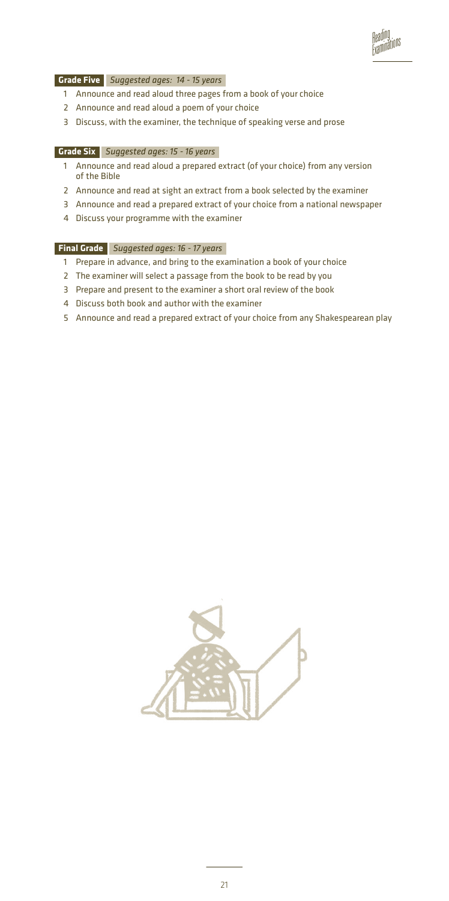**Grade Five** *Suggested ages: 14 - 15 years*

1. Announce and read aloud three pages from a book of your choice
2. Announce and read aloud a poem of your choice
3. Discuss, with the examiner, the technique of speaking verse and prose

**Grade Six** *Suggested ages: 15 - 16 years*

1. Announce and read aloud a prepared extract (of your choice) from any version of the Bible
2. Announce and read at sight an extract from a book selected by the examiner
3. Announce and read a prepared extract of your choice from a national newspaper
4. Discuss your programme with the examiner

**Final Grade** *Suggested ages: 16 - 17 years*

1. Prepare in advance, and bring to the examination a book of your choice
2. The examiner will select a passage from the book to be read by you
3. Prepare and present to the examiner a short oral review of the book
4. Discuss both book and author with the examiner
5. Announce and read a prepared extract of your choice from any Shakespearean play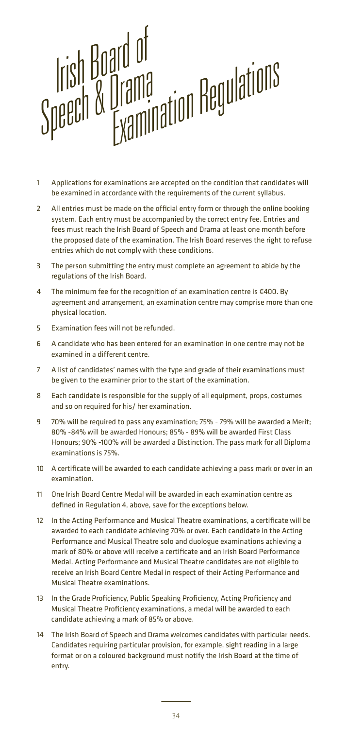# Irish Board of Speech & Drama Examination Regulations

1. Applications for examinations are accepted on the condition that candidates will be examined in accordance with the requirements of the current syllabus.
2. All entries must be made on the official entry form or through the online booking system. Each entry must be accompanied by the correct entry fee. Entries and fees must reach the Irish Board of Speech and Drama at least one month before the proposed date of the examination. The Irish Board reserves the right to refuse entries which do not comply with these conditions.
3. The person submitting the entry must complete an agreement to abide by the regulations of the Irish Board.
4. The minimum fee for the recognition of an examination centre is €400. By agreement and arrangement, an examination centre may comprise more than one physical location.
5. Examination fees will not be refunded.
6. A candidate who has been entered for an examination in one centre may not be examined in a different centre.
7. A list of candidates' names with the type and grade of their examinations must be given to the examiner prior to the start of the examination.
8. Each candidate is responsible for the supply of all equipment, props, costumes and so on required for his/ her examination.
9. 70% will be required to pass any examination; 75% - 79% will be awarded a Merit; 80% -84% will be awarded Honours; 85% - 89% will be awarded First Class Honours; 90% -100% will be awarded a Distinction. The pass mark for all Diploma examinations is 75%.
10. A certificate will be awarded to each candidate achieving a pass mark or over in an examination.
11. One Irish Board Centre Medal will be awarded in each examination centre as defined in Regulation 4, above, save for the exceptions below.
12. In the Acting Performance and Musical Theatre examinations, a certificate will be awarded to each candidate achieving 70% or over. Each candidate in the Acting Performance and Musical Theatre solo and duologue examinations achieving a mark of 80% or above will receive a certificate and an Irish Board Performance Medal. Acting Performance and Musical Theatre candidates are not eligible to receive an Irish Board Centre Medal in respect of their Acting Performance and Musical Theatre examinations.
13. In the Grade Proficiency, Public Speaking Proficiency, Acting Proficiency and Musical Theatre Proficiency examinations, a medal will be awarded to each candidate achieving a mark of 85% or above.
14. The Irish Board of Speech and Drama welcomes candidates with particular needs. Candidates requiring particular provision, for example, sight reading in a large format or on a coloured background must notify the Irish Board at the time of entry.